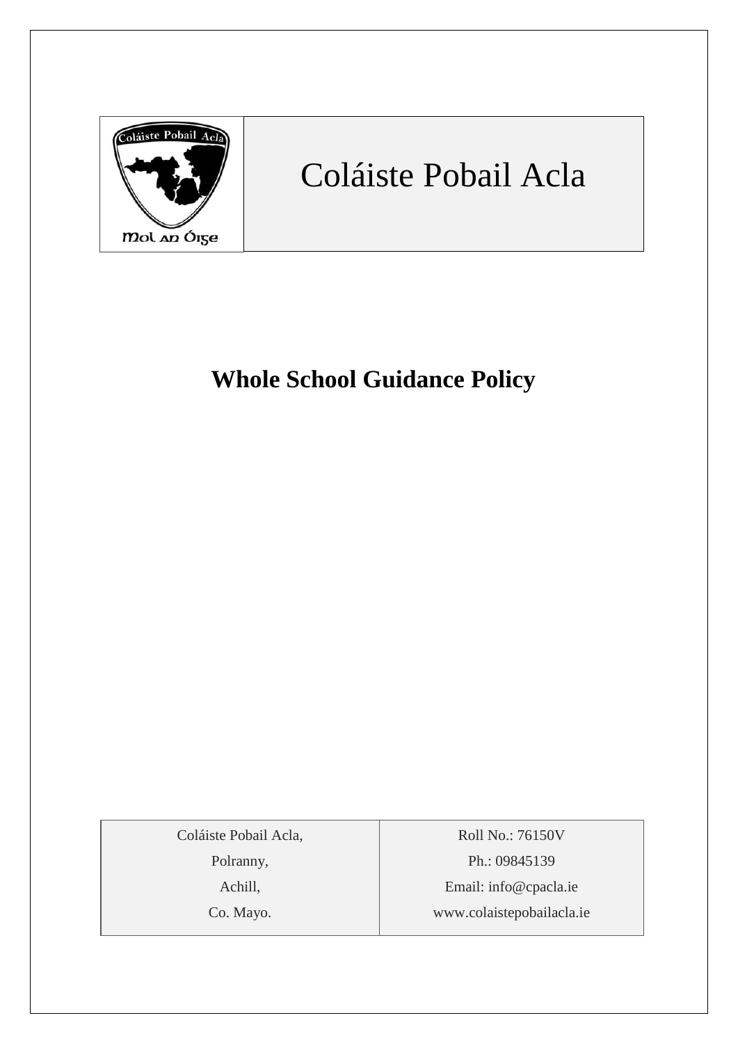Coláiste Pobail Acla

# Whole School Guidance Policy

| | |
|---|---|
| Coláiste Pobail Acla, | Roll No.: 76150V |
| Polranny, | Ph.: 09845139 |
| Achill, | Email: info@cpacla.ie |
| Co. Mayo. | www.colaistepobailacla.ie |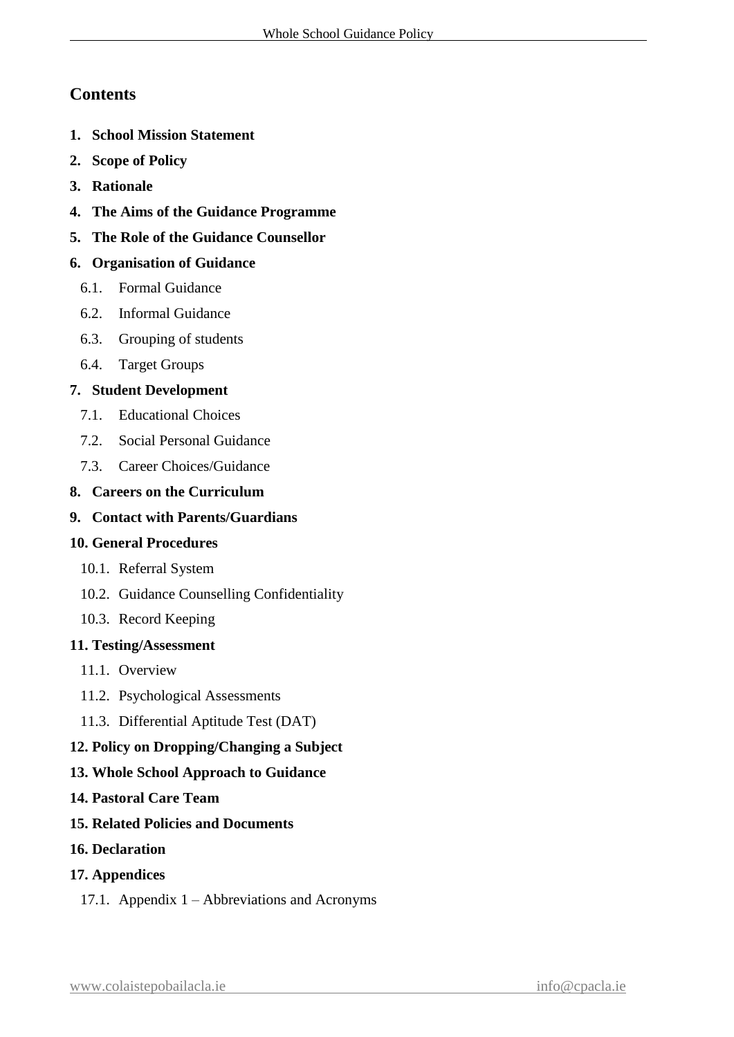## Contents

1. **School Mission Statement**
2. **Scope of Policy**
3. **Rationale**
4. **The Aims of the Guidance Programme**
5. **The Role of the Guidance Counsellor**
6. **Organisation of Guidance**
   - 6.1. Formal Guidance
   - 6.2. Informal Guidance
   - 6.3. Grouping of students
   - 6.4. Target Groups
7. **Student Development**
   - 7.1. Educational Choices
   - 7.2. Social Personal Guidance
   - 7.3. Career Choices/Guidance
8. **Careers on the Curriculum**
9. **Contact with Parents/Guardians**
10. **General Procedures**
    - 10.1. Referral System
    - 10.2. Guidance Counselling Confidentiality
    - 10.3. Record Keeping
11. **Testing/Assessment**
    - 11.1. Overview
    - 11.2. Psychological Assessments
    - 11.3. Differential Aptitude Test (DAT)
12. **Policy on Dropping/Changing a Subject**
13. **Whole School Approach to Guidance**
14. **Pastoral Care Team**
15. **Related Policies and Documents**
16. **Declaration**
17. **Appendices**
    - 17.1. Appendix 1 – Abbreviations and Acronyms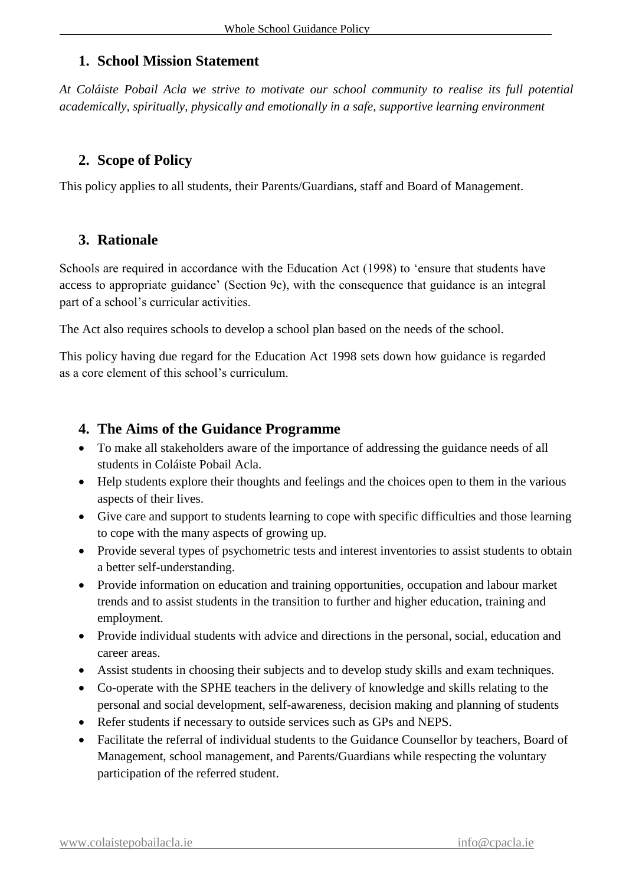## 1. School Mission Statement

*At Coláiste Pobail Acla we strive to motivate our school community to realise its full potential academically, spiritually, physically and emotionally in a safe, supportive learning environment*

## 2. Scope of Policy

This policy applies to all students, their Parents/Guardians, staff and Board of Management.

## 3. Rationale

Schools are required in accordance with the Education Act (1998) to 'ensure that students have access to appropriate guidance' (Section 9c), with the consequence that guidance is an integral part of a school's curricular activities.

The Act also requires schools to develop a school plan based on the needs of the school.

This policy having due regard for the Education Act 1998 sets down how guidance is regarded as a core element of this school's curriculum.

## 4. The Aims of the Guidance Programme

- To make all stakeholders aware of the importance of addressing the guidance needs of all students in Coláiste Pobail Acla.
- Help students explore their thoughts and feelings and the choices open to them in the various aspects of their lives.
- Give care and support to students learning to cope with specific difficulties and those learning to cope with the many aspects of growing up.
- Provide several types of psychometric tests and interest inventories to assist students to obtain a better self-understanding.
- Provide information on education and training opportunities, occupation and labour market trends and to assist students in the transition to further and higher education, training and employment.
- Provide individual students with advice and directions in the personal, social, education and career areas.
- Assist students in choosing their subjects and to develop study skills and exam techniques.
- Co-operate with the SPHE teachers in the delivery of knowledge and skills relating to the personal and social development, self-awareness, decision making and planning of students
- Refer students if necessary to outside services such as GPs and NEPS.
- Facilitate the referral of individual students to the Guidance Counsellor by teachers, Board of Management, school management, and Parents/Guardians while respecting the voluntary participation of the referred student.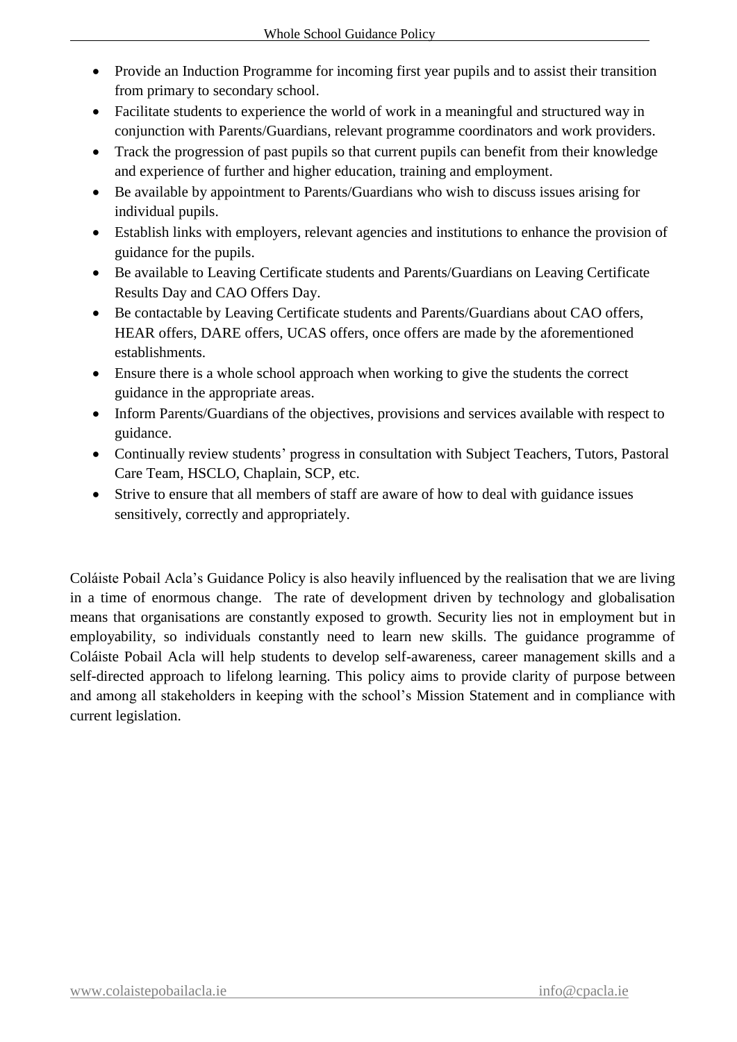- Provide an Induction Programme for incoming first year pupils and to assist their transition from primary to secondary school.
- Facilitate students to experience the world of work in a meaningful and structured way in conjunction with Parents/Guardians, relevant programme coordinators and work providers.
- Track the progression of past pupils so that current pupils can benefit from their knowledge and experience of further and higher education, training and employment.
- Be available by appointment to Parents/Guardians who wish to discuss issues arising for individual pupils.
- Establish links with employers, relevant agencies and institutions to enhance the provision of guidance for the pupils.
- Be available to Leaving Certificate students and Parents/Guardians on Leaving Certificate Results Day and CAO Offers Day.
- Be contactable by Leaving Certificate students and Parents/Guardians about CAO offers, HEAR offers, DARE offers, UCAS offers, once offers are made by the aforementioned establishments.
- Ensure there is a whole school approach when working to give the students the correct guidance in the appropriate areas.
- Inform Parents/Guardians of the objectives, provisions and services available with respect to guidance.
- Continually review students' progress in consultation with Subject Teachers, Tutors, Pastoral Care Team, HSCLO, Chaplain, SCP, etc.
- Strive to ensure that all members of staff are aware of how to deal with guidance issues sensitively, correctly and appropriately.

Coláiste Pobail Acla's Guidance Policy is also heavily influenced by the realisation that we are living in a time of enormous change. The rate of development driven by technology and globalisation means that organisations are constantly exposed to growth. Security lies not in employment but in employability, so individuals constantly need to learn new skills. The guidance programme of Coláiste Pobail Acla will help students to develop self-awareness, career management skills and a self-directed approach to lifelong learning. This policy aims to provide clarity of purpose between and among all stakeholders in keeping with the school's Mission Statement and in compliance with current legislation.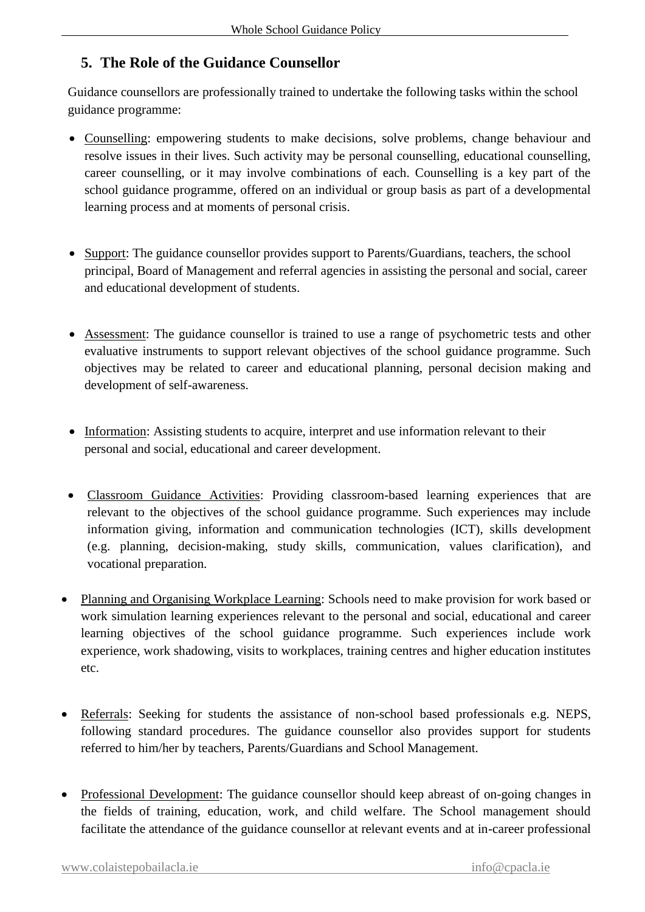## 5. The Role of the Guidance Counsellor

Guidance counsellors are professionally trained to undertake the following tasks within the school guidance programme:

- Counselling: empowering students to make decisions, solve problems, change behaviour and resolve issues in their lives. Such activity may be personal counselling, educational counselling, career counselling, or it may involve combinations of each. Counselling is a key part of the school guidance programme, offered on an individual or group basis as part of a developmental learning process and at moments of personal crisis.

- Support: The guidance counsellor provides support to Parents/Guardians, teachers, the school principal, Board of Management and referral agencies in assisting the personal and social, career and educational development of students.

- Assessment: The guidance counsellor is trained to use a range of psychometric tests and other evaluative instruments to support relevant objectives of the school guidance programme. Such objectives may be related to career and educational planning, personal decision making and development of self-awareness.

- Information: Assisting students to acquire, interpret and use information relevant to their personal and social, educational and career development.

- Classroom Guidance Activities: Providing classroom-based learning experiences that are relevant to the objectives of the school guidance programme. Such experiences may include information giving, information and communication technologies (ICT), skills development (e.g. planning, decision-making, study skills, communication, values clarification), and vocational preparation.

- Planning and Organising Workplace Learning: Schools need to make provision for work based or work simulation learning experiences relevant to the personal and social, educational and career learning objectives of the school guidance programme. Such experiences include work experience, work shadowing, visits to workplaces, training centres and higher education institutes etc.

- Referrals: Seeking for students the assistance of non-school based professionals e.g. NEPS, following standard procedures. The guidance counsellor also provides support for students referred to him/her by teachers, Parents/Guardians and School Management.

- Professional Development: The guidance counsellor should keep abreast of on-going changes in the fields of training, education, work, and child welfare. The School management should facilitate the attendance of the guidance counsellor at relevant events and at in-career professional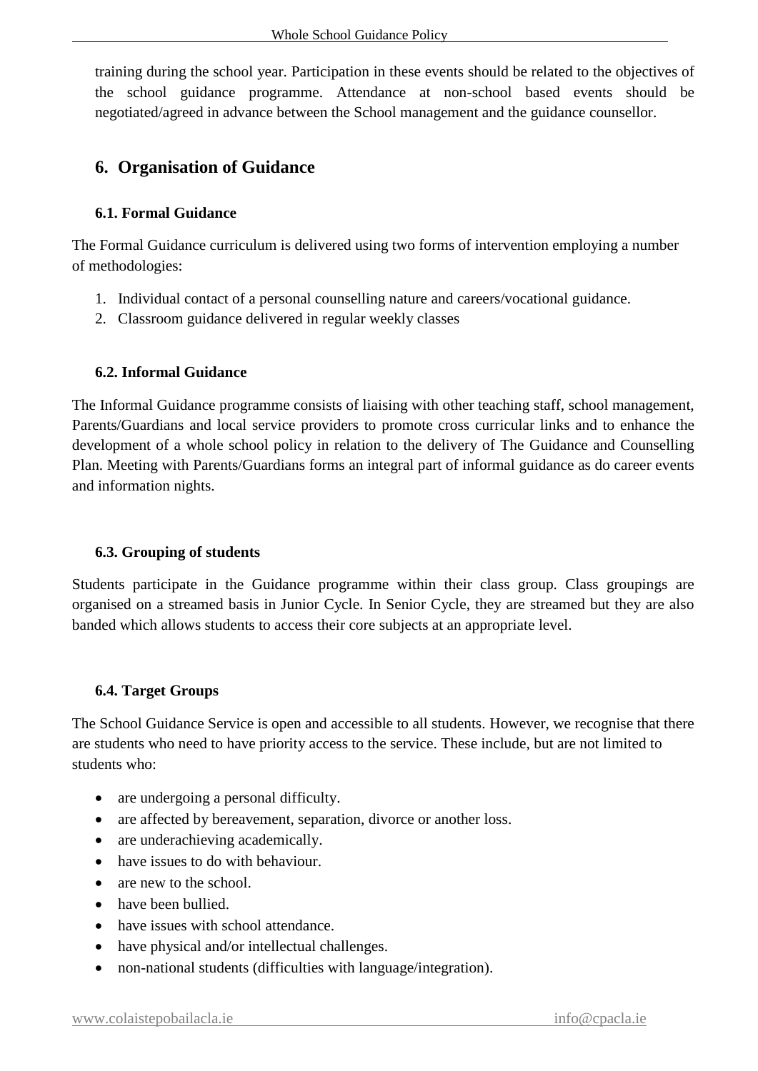training during the school year. Participation in these events should be related to the objectives of the school guidance programme. Attendance at non-school based events should be negotiated/agreed in advance between the School management and the guidance counsellor.

## 6. Organisation of Guidance

### 6.1. Formal Guidance

The Formal Guidance curriculum is delivered using two forms of intervention employing a number of methodologies:

1. Individual contact of a personal counselling nature and careers/vocational guidance.
2. Classroom guidance delivered in regular weekly classes

### 6.2. Informal Guidance

The Informal Guidance programme consists of liaising with other teaching staff, school management, Parents/Guardians and local service providers to promote cross curricular links and to enhance the development of a whole school policy in relation to the delivery of The Guidance and Counselling Plan. Meeting with Parents/Guardians forms an integral part of informal guidance as do career events and information nights.

### 6.3. Grouping of students

Students participate in the Guidance programme within their class group. Class groupings are organised on a streamed basis in Junior Cycle. In Senior Cycle, they are streamed but they are also banded which allows students to access their core subjects at an appropriate level.

### 6.4. Target Groups

The School Guidance Service is open and accessible to all students. However, we recognise that there are students who need to have priority access to the service. These include, but are not limited to students who:

- are undergoing a personal difficulty.
- are affected by bereavement, separation, divorce or another loss.
- are underachieving academically.
- have issues to do with behaviour.
- are new to the school.
- have been bullied.
- have issues with school attendance.
- have physical and/or intellectual challenges.
- non-national students (difficulties with language/integration).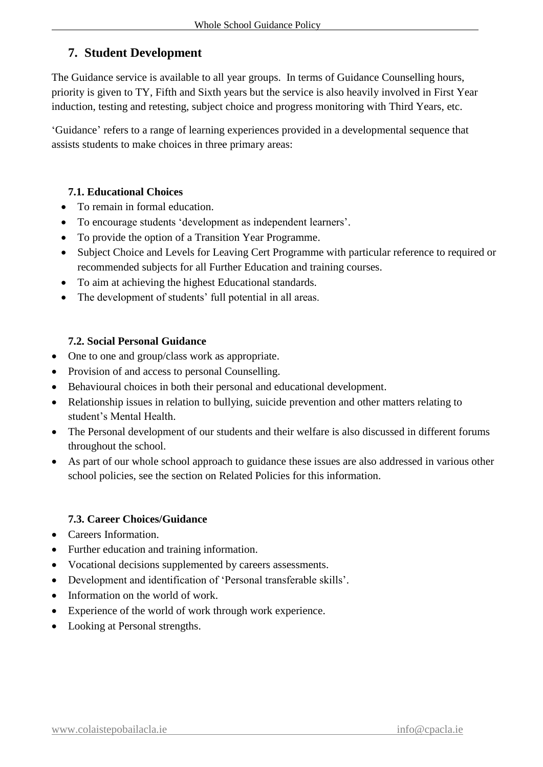## 7. Student Development

The Guidance service is available to all year groups. In terms of Guidance Counselling hours, priority is given to TY, Fifth and Sixth years but the service is also heavily involved in First Year induction, testing and retesting, subject choice and progress monitoring with Third Years, etc.

'Guidance' refers to a range of learning experiences provided in a developmental sequence that assists students to make choices in three primary areas:

### 7.1. Educational Choices

- To remain in formal education.
- To encourage students 'development as independent learners'.
- To provide the option of a Transition Year Programme.
- Subject Choice and Levels for Leaving Cert Programme with particular reference to required or recommended subjects for all Further Education and training courses.
- To aim at achieving the highest Educational standards.
- The development of students' full potential in all areas.

### 7.2. Social Personal Guidance

- One to one and group/class work as appropriate.
- Provision of and access to personal Counselling.
- Behavioural choices in both their personal and educational development.
- Relationship issues in relation to bullying, suicide prevention and other matters relating to student's Mental Health.
- The Personal development of our students and their welfare is also discussed in different forums throughout the school.
- As part of our whole school approach to guidance these issues are also addressed in various other school policies, see the section on Related Policies for this information.

### 7.3. Career Choices/Guidance

- Careers Information.
- Further education and training information.
- Vocational decisions supplemented by careers assessments.
- Development and identification of 'Personal transferable skills'.
- Information on the world of work.
- Experience of the world of work through work experience.
- Looking at Personal strengths.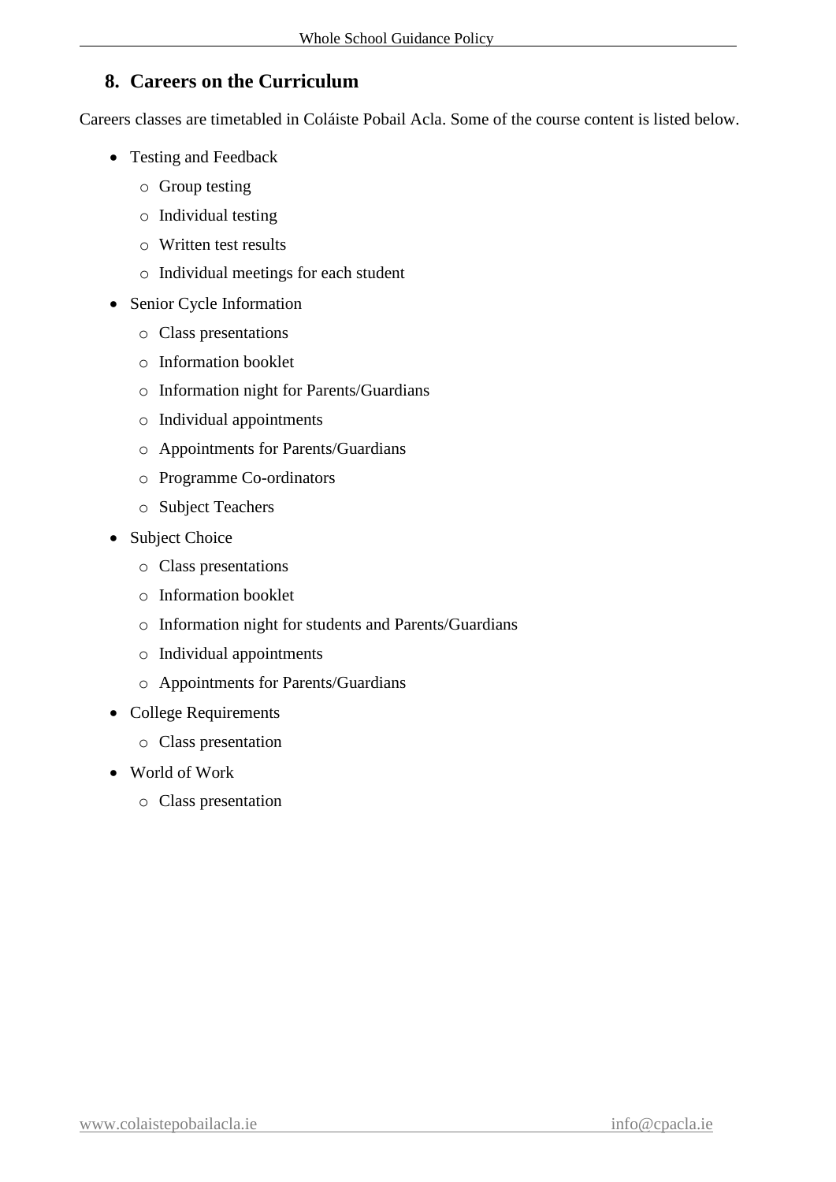## 8. Careers on the Curriculum

Careers classes are timetabled in Coláiste Pobail Acla. Some of the course content is listed below.

- Testing and Feedback
  - Group testing
  - Individual testing
  - Written test results
  - Individual meetings for each student
- Senior Cycle Information
  - Class presentations
  - Information booklet
  - Information night for Parents/Guardians
  - Individual appointments
  - Appointments for Parents/Guardians
  - Programme Co-ordinators
  - Subject Teachers
- Subject Choice
  - Class presentations
  - Information booklet
  - Information night for students and Parents/Guardians
  - Individual appointments
  - Appointments for Parents/Guardians
- College Requirements
  - Class presentation
- World of Work
  - Class presentation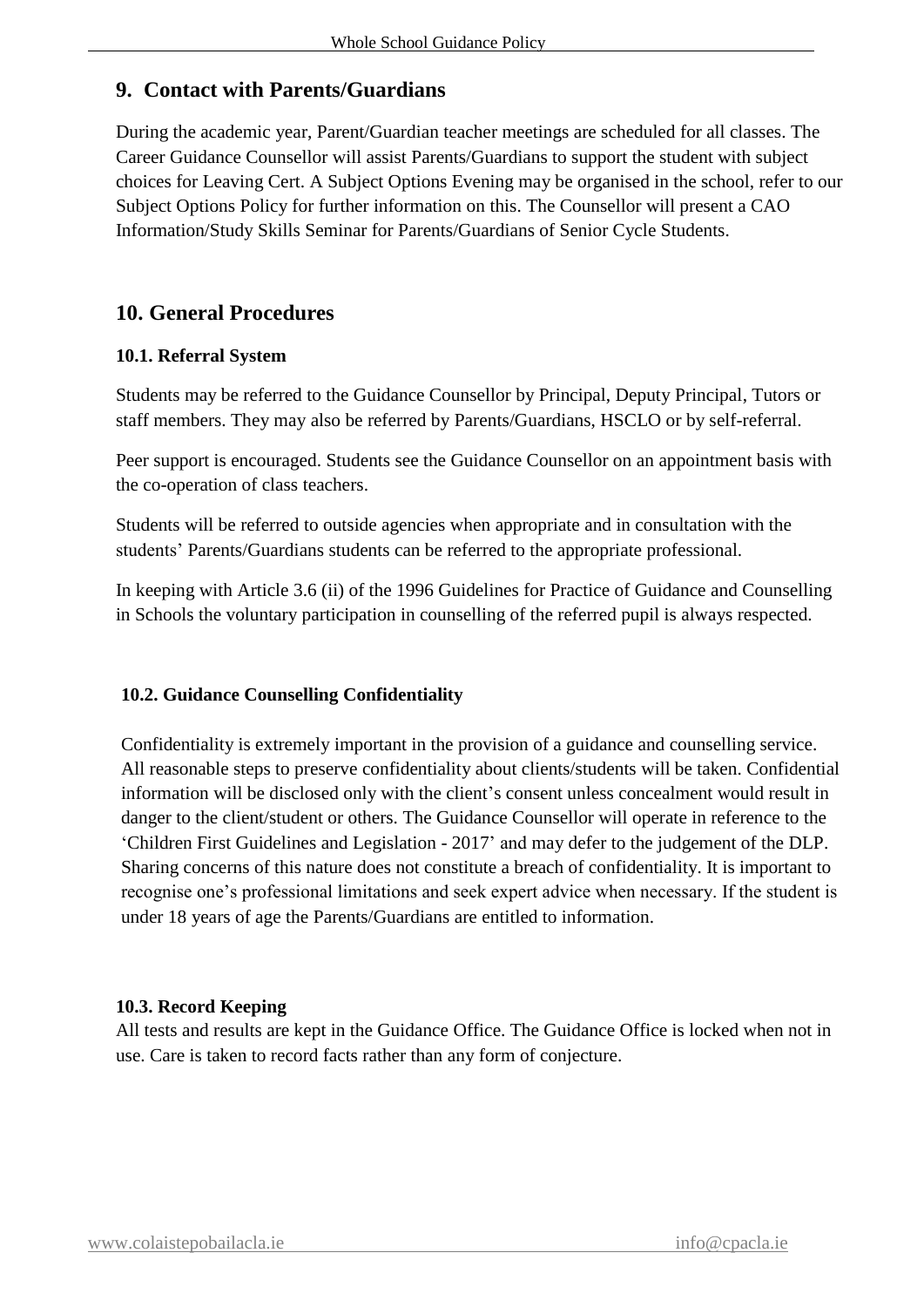## 9. Contact with Parents/Guardians

During the academic year, Parent/Guardian teacher meetings are scheduled for all classes. The Career Guidance Counsellor will assist Parents/Guardians to support the student with subject choices for Leaving Cert. A Subject Options Evening may be organised in the school, refer to our Subject Options Policy for further information on this. The Counsellor will present a CAO Information/Study Skills Seminar for Parents/Guardians of Senior Cycle Students.

## 10. General Procedures

### 10.1. Referral System

Students may be referred to the Guidance Counsellor by Principal, Deputy Principal, Tutors or staff members. They may also be referred by Parents/Guardians, HSCLO or by self-referral.

Peer support is encouraged. Students see the Guidance Counsellor on an appointment basis with the co-operation of class teachers.

Students will be referred to outside agencies when appropriate and in consultation with the students' Parents/Guardians students can be referred to the appropriate professional.

In keeping with Article 3.6 (ii) of the 1996 Guidelines for Practice of Guidance and Counselling in Schools the voluntary participation in counselling of the referred pupil is always respected.

### 10.2. Guidance Counselling Confidentiality

Confidentiality is extremely important in the provision of a guidance and counselling service. All reasonable steps to preserve confidentiality about clients/students will be taken. Confidential information will be disclosed only with the client's consent unless concealment would result in danger to the client/student or others. The Guidance Counsellor will operate in reference to the 'Children First Guidelines and Legislation - 2017' and may defer to the judgement of the DLP. Sharing concerns of this nature does not constitute a breach of confidentiality. It is important to recognise one's professional limitations and seek expert advice when necessary. If the student is under 18 years of age the Parents/Guardians are entitled to information.

### 10.3. Record Keeping

All tests and results are kept in the Guidance Office. The Guidance Office is locked when not in use. Care is taken to record facts rather than any form of conjecture.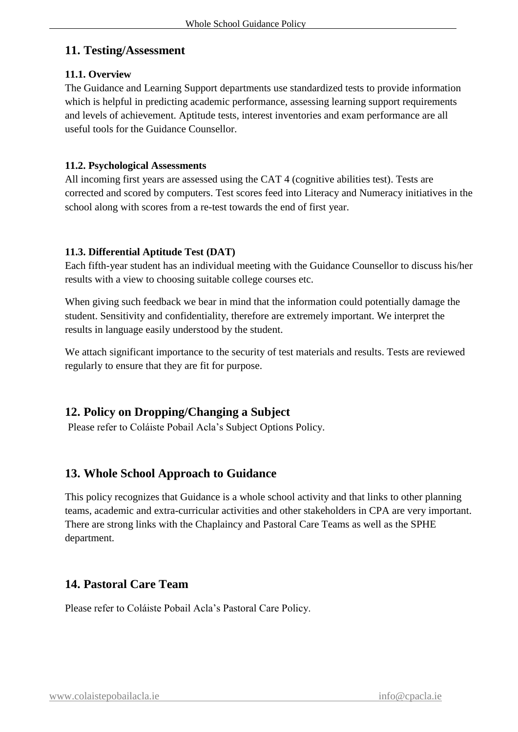## 11. Testing/Assessment

### 11.1. Overview

The Guidance and Learning Support departments use standardized tests to provide information which is helpful in predicting academic performance, assessing learning support requirements and levels of achievement. Aptitude tests, interest inventories and exam performance are all useful tools for the Guidance Counsellor.

### 11.2. Psychological Assessments

All incoming first years are assessed using the CAT 4 (cognitive abilities test). Tests are corrected and scored by computers. Test scores feed into Literacy and Numeracy initiatives in the school along with scores from a re-test towards the end of first year.

### 11.3. Differential Aptitude Test (DAT)

Each fifth-year student has an individual meeting with the Guidance Counsellor to discuss his/her results with a view to choosing suitable college courses etc.

When giving such feedback we bear in mind that the information could potentially damage the student. Sensitivity and confidentiality, therefore are extremely important. We interpret the results in language easily understood by the student.

We attach significant importance to the security of test materials and results. Tests are reviewed regularly to ensure that they are fit for purpose.

## 12. Policy on Dropping/Changing a Subject

Please refer to Coláiste Pobail Acla's Subject Options Policy.

## 13. Whole School Approach to Guidance

This policy recognizes that Guidance is a whole school activity and that links to other planning teams, academic and extra-curricular activities and other stakeholders in CPA are very important. There are strong links with the Chaplaincy and Pastoral Care Teams as well as the SPHE department.

## 14. Pastoral Care Team

Please refer to Coláiste Pobail Acla's Pastoral Care Policy.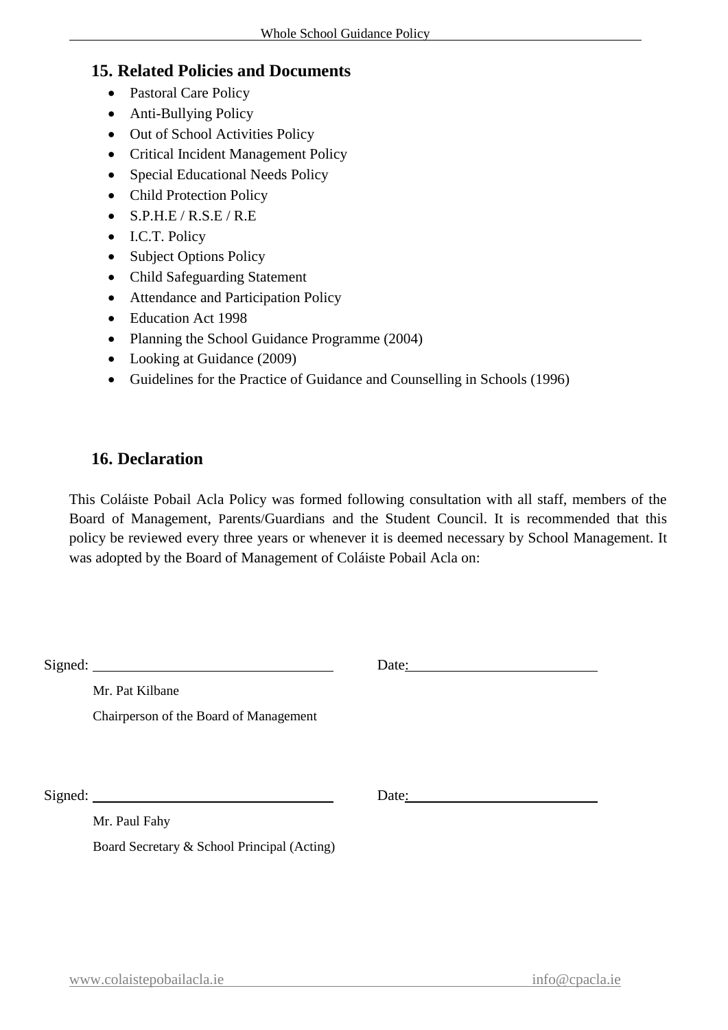## 15. Related Policies and Documents

- Pastoral Care Policy
- Anti-Bullying Policy
- Out of School Activities Policy
- Critical Incident Management Policy
- Special Educational Needs Policy
- Child Protection Policy
- S.P.H.E / R.S.E / R.E
- I.C.T. Policy
- Subject Options Policy
- Child Safeguarding Statement
- Attendance and Participation Policy
- Education Act 1998
- Planning the School Guidance Programme (2004)
- Looking at Guidance (2009)
- Guidelines for the Practice of Guidance and Counselling in Schools (1996)

## 16. Declaration

This Coláiste Pobail Acla Policy was formed following consultation with all staff, members of the Board of Management, Parents/Guardians and the Student Council. It is recommended that this policy be reviewed every three years or whenever it is deemed necessary by School Management. It was adopted by the Board of Management of Coláiste Pobail Acla on:

Signed: ______________________________ Date: ________________________

Mr. Pat Kilbane

Chairperson of the Board of Management

Signed: ______________________________ Date: ________________________

Mr. Paul Fahy

Board Secretary & School Principal (Acting)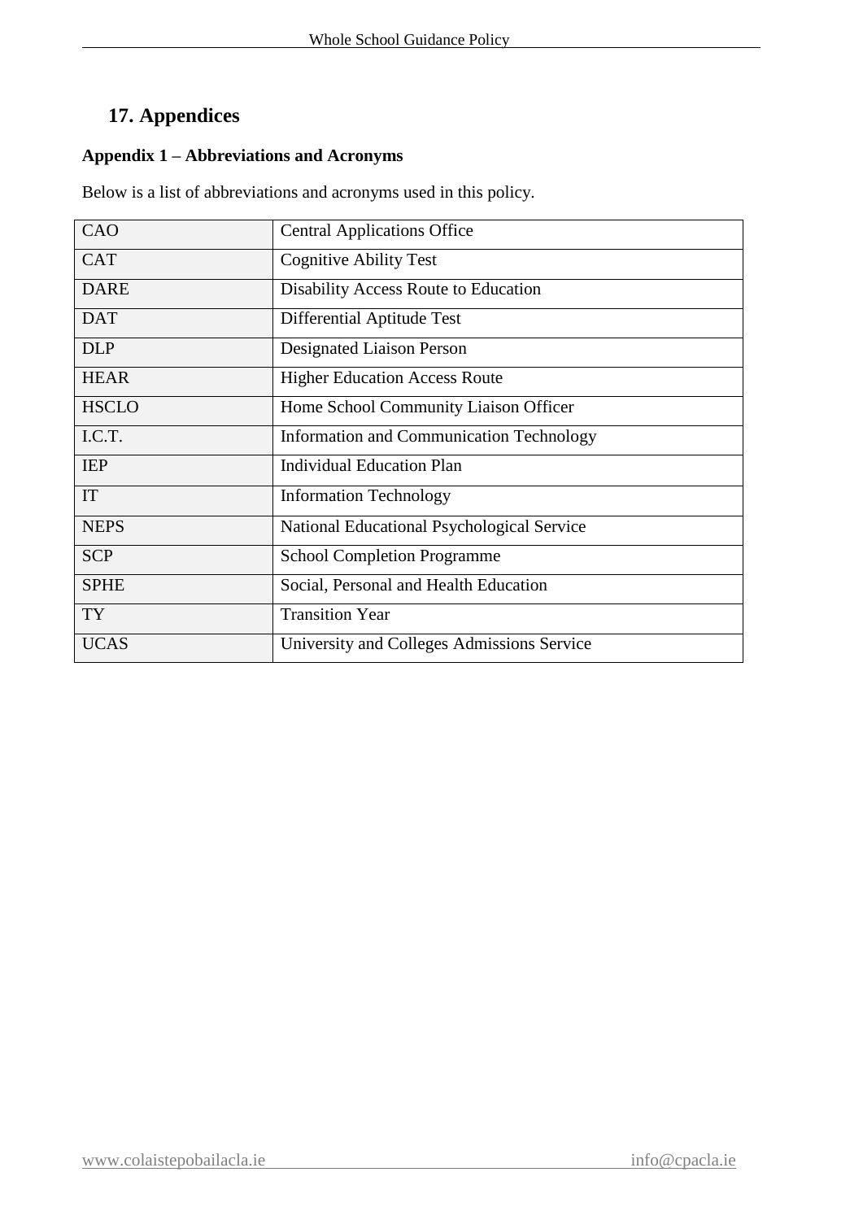## 17. Appendices

### Appendix 1 – Abbreviations and Acronyms

Below is a list of abbreviations and acronyms used in this policy.

| | |
|---|---|
| CAO | Central Applications Office |
| CAT | Cognitive Ability Test |
| DARE | Disability Access Route to Education |
| DAT | Differential Aptitude Test |
| DLP | Designated Liaison Person |
| HEAR | Higher Education Access Route |
| HSCLO | Home School Community Liaison Officer |
| I.C.T. | Information and Communication Technology |
| IEP | Individual Education Plan |
| IT | Information Technology |
| NEPS | National Educational Psychological Service |
| SCP | School Completion Programme |
| SPHE | Social, Personal and Health Education |
| TY | Transition Year |
| UCAS | University and Colleges Admissions Service |